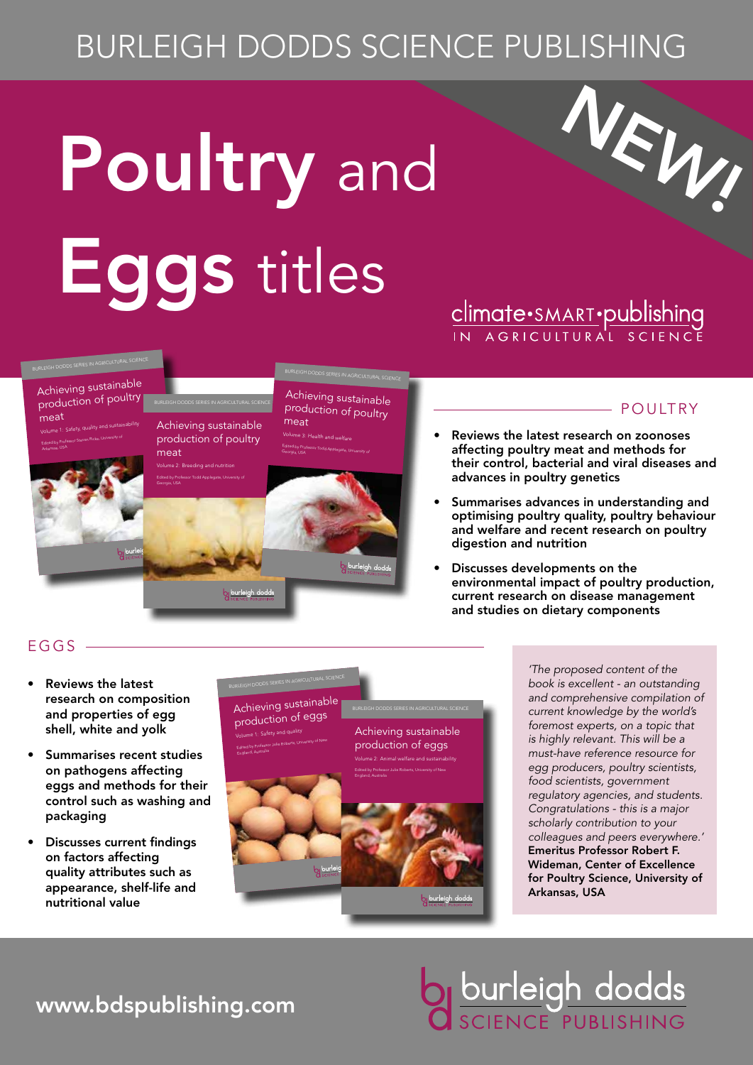BURLEIGH DODDS SCIENCE PUBLISHING

# Poultry and Eggs titles

NEW!

climate•SMART•publishing
IN AGRICULTURAL SCIENCE

## POULTRY

- **Reviews the latest research on zoonoses affecting poultry meat and methods for their control, bacterial and viral diseases and advances in poultry genetics**
- **Summarises advances in understanding and optimising poultry quality, poultry behaviour and welfare and recent research on poultry digestion and nutrition**
- **Discusses developments on the environmental impact of poultry production, current research on disease management and studies on dietary components**

## EGGS

- **Reviews the latest research on composition and properties of egg shell, white and yolk**
- **Summarises recent studies on pathogens affecting eggs and methods for their control such as washing and packaging**
- **Discusses current findings on factors affecting quality attributes such as appearance, shelf-life and nutritional value**

*'The proposed content of the book is excellent - an outstanding and comprehensive compilation of current knowledge by the world's foremost experts, on a topic that is highly relevant. This will be a must-have reference resource for egg producers, poultry scientists, food scientists, government regulatory agencies, and students. Congratulations - this is a major scholarly contribution to your colleagues and peers everywhere.'*
**Emeritus Professor Robert F. Wideman, Center of Excellence for Poultry Science, University of Arkansas, USA**

www.bdspublishing.com

burleigh dodds SCIENCE PUBLISHING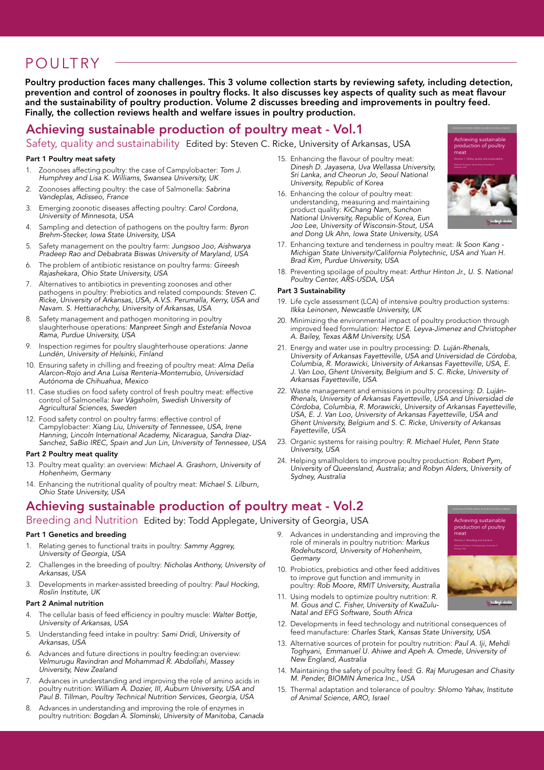# POULTRY

**Poultry production faces many challenges. This 3 volume collection starts by reviewing safety, including detection, prevention and control of zoonoses in poultry flocks. It also discusses key aspects of quality such as meat flavour and the sustainability of poultry production. Volume 2 discusses breeding and improvements in poultry feed. Finally, the collection reviews health and welfare issues in poultry production.**

## Achieving sustainable production of poultry meat - Vol.1

Safety, quality and sustainability Edited by: Steven C. Ricke, University of Arkansas, USA

### Part 1 Poultry meat safety

1. Zoonoses affecting poultry: the case of Campylobacter: *Tom J. Humphrey and Lisa K. Williams, Swansea University, UK*
2. Zoonoses affecting poultry: the case of Salmonella: *Sabrina Vandeplas, Adisseo, France*
3. Emerging zoonotic diseases affecting poultry: *Carol Cordona, University of Minnesota, USA*
4. Sampling and detection of pathogens on the poultry farm: *Byron Brehm-Stecker, Iowa State University, USA*
5. Safety management on the poultry farm: *Jungsoo Joo, Aishwarya Pradeep Rao and Debabrata Biswas University of Maryland, USA*
6. The problem of antibiotic resistance on poultry farms: *Gireesh Rajashekara, Ohio State University, USA*
7. Alternatives to antibiotics in preventing zoonoses and other pathogens in poultry: Prebiotics and related compounds: *Steven C. Ricke, University of Arkansas, USA, A.V.S. Perumalla, Kerry, USA and Navam. S. Hettiarachchy, University of Arkansas, USA*
8. Safety management and pathogen monitoring in poultry slaughterhouse operations: *Manpreet Singh and Estefanía Novoa Rama, Purdue University, USA*
9. Inspection regimes for poultry slaughterhouse operations: *Janne Lundén, University of Helsinki, Finland*
10. Ensuring safety in chilling and freezing of poultry meat: *Alma Delia Alarcon-Rojo and Ana Luisa Renteria-Monterrubio, Universidad Autónoma de Chihuahua, Mexico*
11. Case studies on food safety control of fresh poultry meat: effective control of Salmonella: *Ivar Vågsholm, Swedish University of Agricultural Sciences, Sweden*
12. Food safety control on poultry farms: effective control of Campylobacter: *Xiang Liu, University of Tennessee, USA, Irene Hanning, Lincoln International Academy, Nicaragua, Sandra Diaz-Sanchez, SaBio IREC, Spain and Jun Lin, University of Tennessee, USA*

### Part 2 Poultry meat quality

13. Poultry meat quality: an overview: *Michael A. Grashorn, University of Hohenheim, Germany*
14. Enhancing the nutritional quality of poultry meat: *Michael S. Lilburn, Ohio State University, USA*
15. Enhancing the flavour of poultry meat: *Dinesh D. Jayasena, Uva Wellassa University, Sri Lanka, and Cheorun Jo, Seoul National University, Republic of Korea*
16. Enhancing the colour of poultry meat: understanding, measuring and maintaining product quality: *KiChang Nam, Sunchon National University, Republic of Korea, Eun Joo Lee, University of Wisconsin-Stout, USA and Dong Uk Ahn, Iowa State University, USA*
17. Enhancing texture and tenderness in poultry meat: *Ik Soon Kang - Michigan State University/California Polytechnic, USA and Yuan H. Brad Kim, Purdue University, USA*
18. Preventing spoilage of poultry meat: *Arthur Hinton Jr., U. S. National Poultry Center, ARS-USDA, USA*

### Part 3 Sustainability

19. Life cycle assessment (LCA) of intensive poultry production systems: *Ilkka Leinonen, Newcastle University, UK*
20. Minimizing the environmental impact of poultry production through improved feed formulation: *Hector E. Leyva-Jimenez and Christopher A. Bailey, Texas A&M University, USA*
21. Energy and water use in poultry processing: *D. Luján-Rhenals, University of Arkansas Fayetteville, USA and Universidad de Córdoba, Columbia, R. Morawicki, University of Arkansas Fayetteville, USA, E. J. Van Loo, Ghent University, Belgium and S. C. Ricke, University of Arkansas Fayetteville, USA*
22. Waste management and emissions in poultry processing: *D. Luján-Rhenals, University of Arkansas Fayetteville, USA and Universidad de Córdoba, Columbia, R. Morawicki, University of Arkansas Fayetteville, USA, E. J. Van Loo, University of Arkansas Fayetteville, USA and Ghent University, Belgium and S. C. Ricke, University of Arkansas Fayetteville, USA*
23. Organic systems for raising poultry: *R. Michael Hulet, Penn State University, USA*
24. Helping smallholders to improve poultry production: *Robert Pym, University of Queensland, Australia; and Robyn Alders, University of Sydney, Australia*

## Achieving sustainable production of poultry meat - Vol.2

Breeding and Nutrition Edited by: Todd Applegate, University of Georgia, USA

### Part 1 Genetics and breeding

1. Relating genes to functional traits in poultry: *Sammy Aggrey, University of Georgia, USA*
2. Challenges in the breeding of poultry: *Nicholas Anthony, University of Arkansas, USA*
3. Developments in marker-assisted breeding of poultry: *Paul Hocking, Roslin Institute, UK*

### Part 2 Animal nutrition

4. The cellular basis of feed efficiency in poultry muscle: *Walter Bottje, University of Arkansas, USA*
5. Understanding feed intake in poultry: *Sami Dridi, University of Arkansas, USA*
6. Advances and future directions in poultry feeding:an overview: *Velmurugu Ravindran and Mohammad R. Abdollahi, Massey University, New Zealand*
7. Advances in understanding and improving the role of amino acids in poultry nutrition: *William A. Dozier, III, Auburn University, USA and Paul B. Tillman, Poultry Technical Nutrition Services, Georgia, USA*
8. Advances in understanding and improving the role of enzymes in poultry nutrition: *Bogdan A. Slominski, University of Manitoba, Canada*
9. Advances in understanding and improving the role of minerals in poultry nutrition: *Markus Rodehutscord, University of Hohenheim, Germany*
10. Probiotics, prebiotics and other feed additives to improve gut function and immunity in poultry: *Rob Moore, RMIT University, Australia*
11. Using models to optimize poultry nutrition: *R. M. Gous and C. Fisher, University of KwaZulu-Natal and EFG Software, South Africa*
12. Developments in feed technology and nutritional consequences of feed manufacture: *Charles Stark, Kansas State University, USA*
13. Alternative sources of protein for poultry nutrition: *Paul A. Iji, Mehdi Toghyani, Emmanuel U. Ahiwe and Apeh A. Omede, University of New England, Australia*
14. Maintaining the safety of poultry feed: *G. Raj Murugesan and Chasity M. Pender, BIOMIN America Inc., USA*
15. Thermal adaptation and tolerance of poultry: *Shlomo Yahav, Institute of Animal Science, ARO, Israel*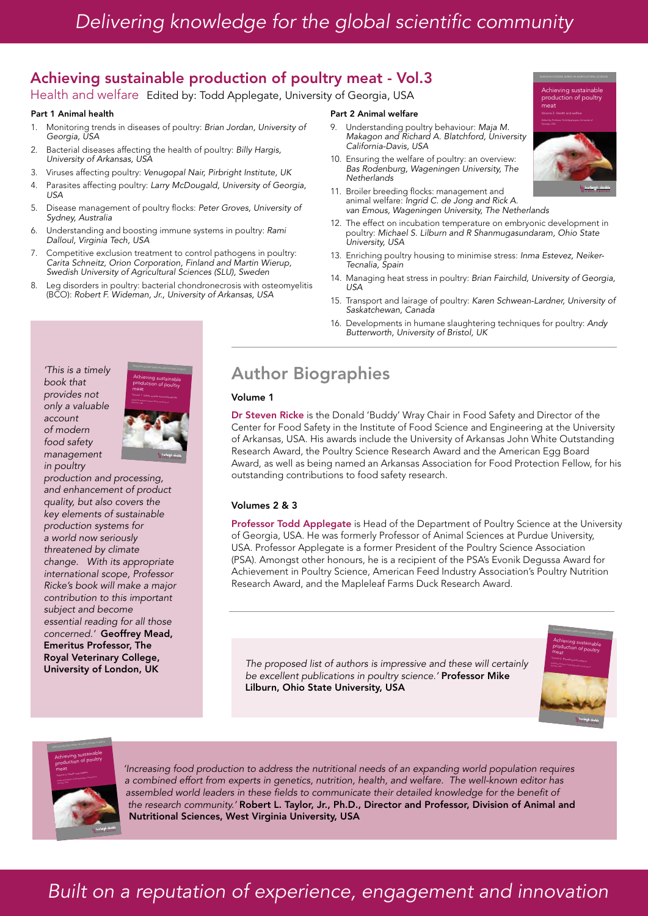# Delivering knowledge for the global scientific community

## Achieving sustainable production of poultry meat - Vol.3

Health and welfare Edited by: Todd Applegate, University of Georgia, USA

### Part 1 Animal health

1. Monitoring trends in diseases of poultry: *Brian Jordan, University of Georgia, USA*
2. Bacterial diseases affecting the health of poultry: *Billy Hargis, University of Arkansas, USA*
3. Viruses affecting poultry: *Venugopal Nair, Pirbright Institute, UK*
4. Parasites affecting poultry: *Larry McDougald, University of Georgia, USA*
5. Disease management of poultry flocks: *Peter Groves, University of Sydney, Australia*
6. Understanding and boosting immune systems in poultry: *Rami Dalloul, Virginia Tech, USA*
7. Competitive exclusion treatment to control pathogens in poultry: *Carita Schneitz, Orion Corporation, Finland and Martin Wierup, Swedish University of Agricultural Sciences (SLU), Sweden*
8. Leg disorders in poultry: bacterial chondronecrosis with osteomyelitis (BCO): *Robert F. Wideman, Jr., University of Arkansas, USA*

### Part 2 Animal welfare

9. Understanding poultry behaviour: *Maja M. Makagon and Richard A. Blatchford, University California-Davis, USA*
10. Ensuring the welfare of poultry: an overview: *Bas Rodenburg, Wageningen University, The Netherlands*
11. Broiler breeding flocks: management and animal welfare: *Ingrid C. de Jong and Rick A. van Emous, Wageningen University, The Netherlands*
12. The effect on incubation temperature on embryonic development in poultry: *Michael S. Lilburn and R Shanmugasundaram, Ohio State University, USA*
13. Enriching poultry housing to minimise stress: *Inma Estevez, Neiker-Tecnalia, Spain*
14. Managing heat stress in poultry: *Brian Fairchild, University of Georgia, USA*
15. Transport and lairage of poultry: *Karen Schwean-Lardner, University of Saskatchewan, Canada*
16. Developments in humane slaughtering techniques for poultry: *Andy Butterworth, University of Bristol, UK*

*'This is a timely book that provides not only a valuable account of modern food safety management in poultry production and processing, and enhancement of product quality, but also covers the key elements of sustainable production systems for a world now seriously threatened by climate change. With its appropriate international scope, Professor Ricke's book will make a major contribution to this important subject and become essential reading for all those concerned.'* **Geoffrey Mead, Emeritus Professor, The Royal Veterinary College, University of London, UK**

## Author Biographies

### Volume 1

**Dr Steven Ricke** is the Donald 'Buddy' Wray Chair in Food Safety and Director of the Center for Food Safety in the Institute of Food Science and Engineering at the University of Arkansas, USA. His awards include the University of Arkansas John White Outstanding Research Award, the Poultry Science Research Award and the American Egg Board Award, as well as being named an Arkansas Association for Food Protection Fellow, for his outstanding contributions to food safety research.

### Volumes 2 & 3

**Professor Todd Applegate** is Head of the Department of Poultry Science at the University of Georgia, USA. He was formerly Professor of Animal Sciences at Purdue University, USA. Professor Applegate is a former President of the Poultry Science Association (PSA). Amongst other honours, he is a recipient of the PSA's Evonik Degussa Award for Achievement in Poultry Science, American Feed Industry Association's Poultry Nutrition Research Award, and the Mapleleaf Farms Duck Research Award.

*The proposed list of authors is impressive and these will certainly be excellent publications in poultry science.'* **Professor Mike Lilburn, Ohio State University, USA**

*'Increasing food production to address the nutritional needs of an expanding world population requires a combined effort from experts in genetics, nutrition, health, and welfare. The well-known editor has assembled world leaders in these fields to communicate their detailed knowledge for the benefit of the research community.'* **Robert L. Taylor, Jr., Ph.D., Director and Professor, Division of Animal and Nutritional Sciences, West Virginia University, USA**

*Built on a reputation of experience, engagement and innovation*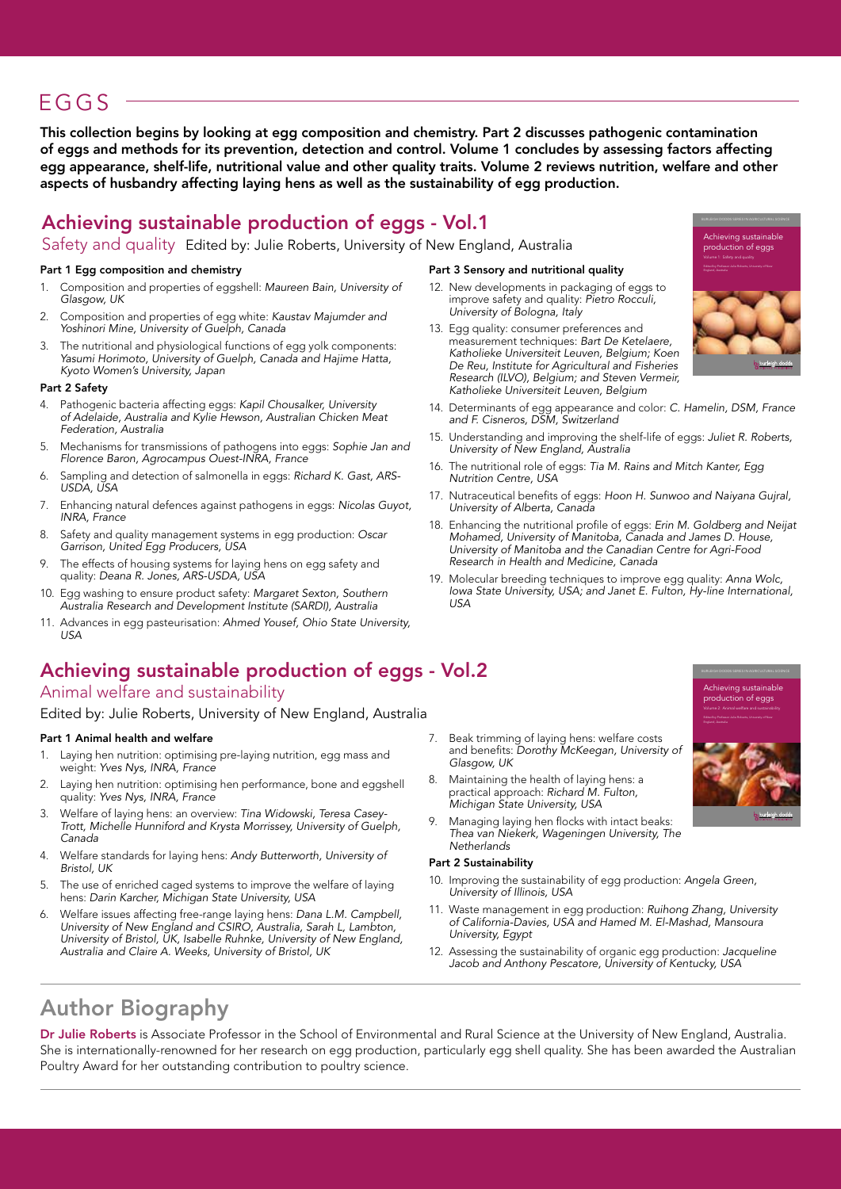# EGGS

**This collection begins by looking at egg composition and chemistry. Part 2 discusses pathogenic contamination of eggs and methods for its prevention, detection and control. Volume 1 concludes by assessing factors affecting egg appearance, shelf-life, nutritional value and other quality traits. Volume 2 reviews nutrition, welfare and other aspects of husbandry affecting laying hens as well as the sustainability of egg production.**

## Achieving sustainable production of eggs - Vol.1

Safety and quality Edited by: Julie Roberts, University of New England, Australia

#### Part 1 Egg composition and chemistry

1. Composition and properties of eggshell: *Maureen Bain, University of Glasgow, UK*
2. Composition and properties of egg white: *Kaustav Majumder and Yoshinori Mine, University of Guelph, Canada*
3. The nutritional and physiological functions of egg yolk components: *Yasumi Horimoto, University of Guelph, Canada and Hajime Hatta, Kyoto Women's University, Japan*

#### Part 2 Safety

4. Pathogenic bacteria affecting eggs: *Kapil Chousalker, University of Adelaide, Australia and Kylie Hewson, Australian Chicken Meat Federation, Australia*
5. Mechanisms for transmissions of pathogens into eggs: *Sophie Jan and Florence Baron, Agrocampus Ouest-INRA, France*
6. Sampling and detection of salmonella in eggs: *Richard K. Gast, ARS-USDA, USA*
7. Enhancing natural defences against pathogens in eggs: *Nicolas Guyot, INRA, France*
8. Safety and quality management systems in egg production: *Oscar Garrison, United Egg Producers, USA*
9. The effects of housing systems for laying hens on egg safety and quality: *Deana R. Jones, ARS-USDA, USA*
10. Egg washing to ensure product safety: *Margaret Sexton, Southern Australia Research and Development Institute (SARDI), Australia*
11. Advances in egg pasteurisation: *Ahmed Yousef, Ohio State University, USA*

#### Part 3 Sensory and nutritional quality

12. New developments in packaging of eggs to improve safety and quality: *Pietro Rocculi, University of Bologna, Italy*
13. Egg quality: consumer preferences and measurement techniques: *Bart De Ketelaere, Katholieke Universiteit Leuven, Belgium; Koen De Reu, Institute for Agricultural and Fisheries Research (ILVO), Belgium; and Steven Vermeir, Katholieke Universiteit Leuven, Belgium*
14. Determinants of egg appearance and color: *C. Hamelin, DSM, France and F. Cisneros, DSM, Switzerland*
15. Understanding and improving the shelf-life of eggs: *Juliet R. Roberts, University of New England, Australia*
16. The nutritional role of eggs: *Tia M. Rains and Mitch Kanter, Egg Nutrition Centre, USA*
17. Nutraceutical benefits of eggs: *Hoon H. Sunwoo and Naiyana Gujral, University of Alberta, Canada*
18. Enhancing the nutritional profile of eggs: *Erin M. Goldberg and Neijat Mohamed, University of Manitoba, Canada and James D. House, University of Manitoba and the Canadian Centre for Agri-Food Research in Health and Medicine, Canada*
19. Molecular breeding techniques to improve egg quality: *Anna Wolc, Iowa State University, USA; and Janet E. Fulton, Hy-line International, USA*

## Achieving sustainable production of eggs - Vol.2

Animal welfare and sustainability

Edited by: Julie Roberts, University of New England, Australia

#### Part 1 Animal health and welfare

1. Laying hen nutrition: optimising pre-laying nutrition, egg mass and weight: *Yves Nys, INRA, France*
2. Laying hen nutrition: optimising hen performance, bone and eggshell quality: *Yves Nys, INRA, France*
3. Welfare of laying hens: an overview: *Tina Widowski, Teresa Casey-Trott, Michelle Hunniford and Krysta Morrissey, University of Guelph, Canada*
4. Welfare standards for laying hens: *Andy Butterworth, University of Bristol, UK*
5. The use of enriched caged systems to improve the welfare of laying hens: *Darin Karcher, Michigan State University, USA*
6. Welfare issues affecting free-range laying hens: *Dana L.M. Campbell, University of New England and CSIRO, Australia, Sarah L, Lambton, University of Bristol, UK, Isabelle Ruhnke, University of New England, Australia and Claire A. Weeks, University of Bristol, UK*
7. Beak trimming of laying hens: welfare costs and benefits: *Dorothy McKeegan, University of Glasgow, UK*
8. Maintaining the health of laying hens: a practical approach: *Richard M. Fulton, Michigan State University, USA*
9. Managing laying hen flocks with intact beaks: *Thea van Niekerk, Wageningen University, The Netherlands*

#### Part 2 Sustainability

10. Improving the sustainability of egg production: *Angela Green, University of Illinois, USA*
11. Waste management in egg production: *Ruihong Zhang, University of California-Davies, USA and Hamed M. El-Mashad, Mansoura University, Egypt*
12. Assessing the sustainability of organic egg production: *Jacqueline Jacob and Anthony Pescatore, University of Kentucky, USA*

# Author Biography

**Dr Julie Roberts** is Associate Professor in the School of Environmental and Rural Science at the University of New England, Australia. She is internationally-renowned for her research on egg production, particularly egg shell quality. She has been awarded the Australian Poultry Award for her outstanding contribution to poultry science.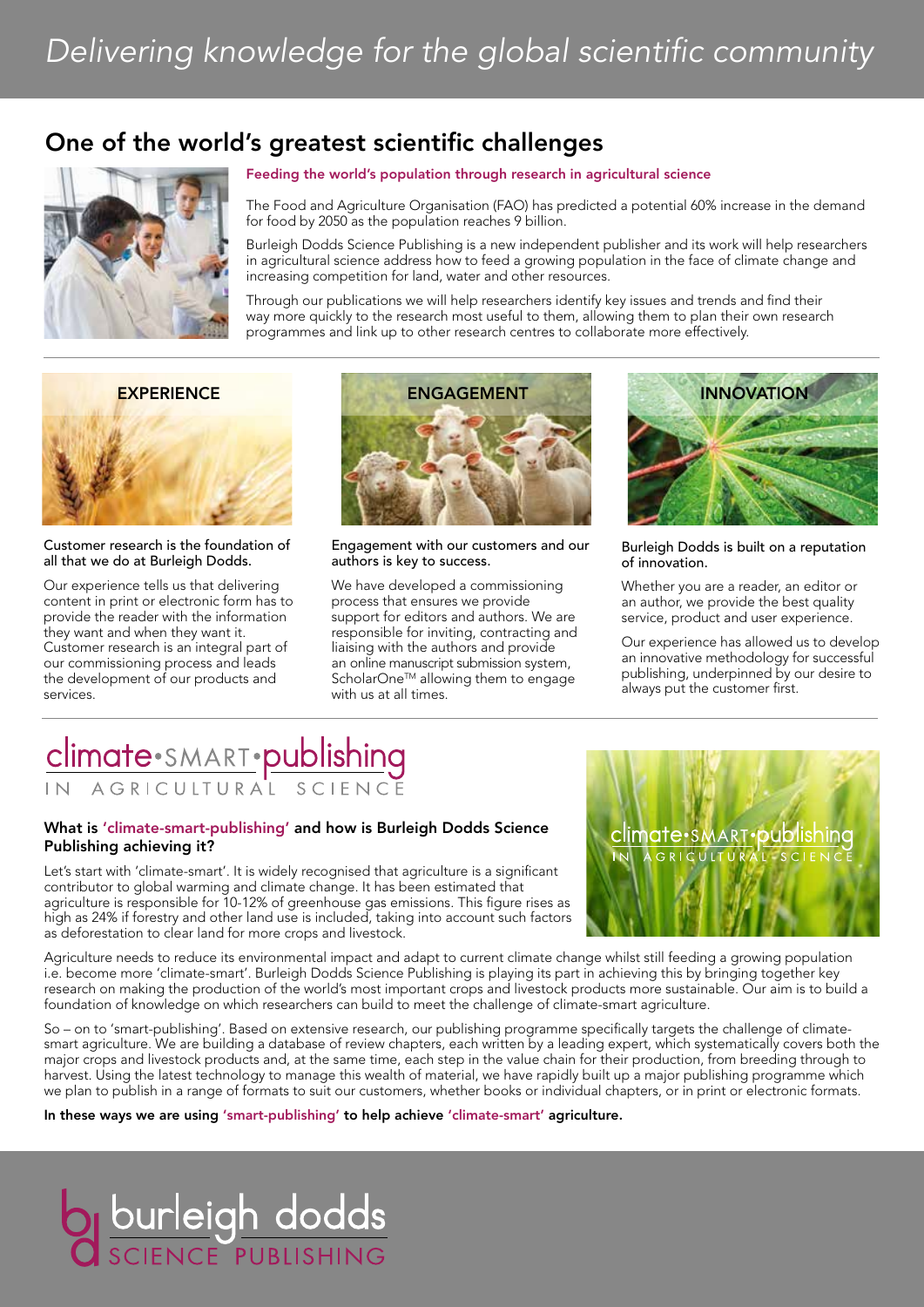# *Delivering knowledge for the global scientific community*

## One of the world's greatest scientific challenges

**Feeding the world's population through research in agricultural science**

The Food and Agriculture Organisation (FAO) has predicted a potential 60% increase in the demand for food by 2050 as the population reaches 9 billion.

Burleigh Dodds Science Publishing is a new independent publisher and its work will help researchers in agricultural science address how to feed a growing population in the face of climate change and increasing competition for land, water and other resources.

Through our publications we will help researchers identify key issues and trends and find their way more quickly to the research most useful to them, allowing them to plan their own research programmes and link up to other research centres to collaborate more effectively.

### EXPERIENCE

Customer research is the foundation of all that we do at Burleigh Dodds.

Our experience tells us that delivering content in print or electronic form has to provide the reader with the information they want and when they want it. Customer research is an integral part of our commissioning process and leads the development of our products and services.

### ENGAGEMENT

Engagement with our customers and our authors is key to success.

We have developed a commissioning process that ensures we provide support for editors and authors. We are responsible for inviting, contracting and liaising with the authors and provide an online manuscript submission system, ScholarOne™ allowing them to engage with us at all times.

### INNOVATION

Burleigh Dodds is built on a reputation of innovation.

Whether you are a reader, an editor or an author, we provide the best quality service, product and user experience.

Our experience has allowed us to develop an innovative methodology for successful publishing, underpinned by our desire to always put the customer first.

## climate•SMART•publishing IN AGRICULTURAL SCIENCE

### What is 'climate-smart-publishing' and how is Burleigh Dodds Science Publishing achieving it?

Let's start with 'climate-smart'. It is widely recognised that agriculture is a significant contributor to global warming and climate change. It has been estimated that agriculture is responsible for 10-12% of greenhouse gas emissions. This figure rises as high as 24% if forestry and other land use is included, taking into account such factors as deforestation to clear land for more crops and livestock.

climate•SMART•publishing IN AGRICULTURAL SCIENCE

Agriculture needs to reduce its environmental impact and adapt to current climate change whilst still feeding a growing population i.e. become more 'climate-smart'. Burleigh Dodds Science Publishing is playing its part in achieving this by bringing together key research on making the production of the world's most important crops and livestock products more sustainable. Our aim is to build a foundation of knowledge on which researchers can build to meet the challenge of climate-smart agriculture.

So – on to 'smart-publishing'. Based on extensive research, our publishing programme specifically targets the challenge of climate-smart agriculture. We are building a database of review chapters, each written by a leading expert, which systematically covers both the major crops and livestock products and, at the same time, each step in the value chain for their production, from breeding through to harvest. Using the latest technology to manage this wealth of material, we have rapidly built up a major publishing programme which we plan to publish in a range of formats to suit our customers, whether books or individual chapters, or in print or electronic formats.

**In these ways we are using 'smart-publishing' to help achieve 'climate-smart' agriculture.**

burleigh dodds SCIENCE PUBLISHING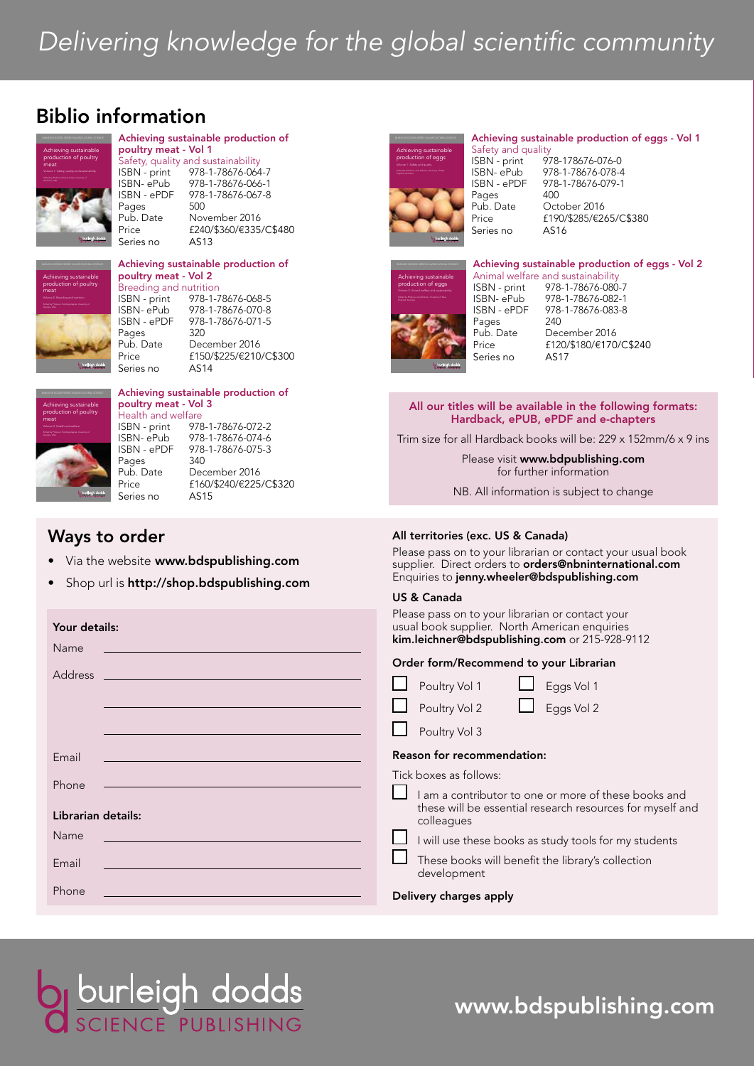# Delivering knowledge for the global scientific community

## Biblio information

### Achieving sustainable production of poultry meat - Vol 1

Safety, quality and sustainability

| | |
|---|---|
| ISBN - print | 978-1-78676-064-7 |
| ISBN- ePub | 978-1-78676-066-1 |
| ISBN - ePDF | 978-1-78676-067-8 |
| Pages | 500 |
| Pub. Date | November 2016 |
| Price | £240/$360/€335/C$480 |
| Series no | AS13 |

### Achieving sustainable production of poultry meat - Vol 2

Breeding and nutrition

| | |
|---|---|
| ISBN - print | 978-1-78676-068-5 |
| ISBN- ePub | 978-1-78676-070-8 |
| ISBN - ePDF | 978-1-78676-071-5 |
| Pages | 320 |
| Pub. Date | December 2016 |
| Price | £150/$225/€210/C$300 |
| Series no | AS14 |

### Achieving sustainable production of poultry meat - Vol 3

Health and welfare

| | |
|---|---|
| ISBN - print | 978-1-78676-072-2 |
| ISBN- ePub | 978-1-78676-074-6 |
| ISBN - ePDF | 978-1-78676-075-3 |
| Pages | 340 |
| Pub. Date | December 2016 |
| Price | £160/$240/€225/C$320 |
| Series no | AS15 |

### Achieving sustainable production of eggs - Vol 1

Safety and quality

| | |
|---|---|
| ISBN - print | 978-178676-076-0 |
| ISBN- ePub | 978-1-78676-078-4 |
| ISBN - ePDF | 978-1-78676-079-1 |
| Pages | 400 |
| Pub. Date | October 2016 |
| Price | £190/$285/€265/C$380 |
| Series no | AS16 |

### Achieving sustainable production of eggs - Vol 2

Animal welfare and sustainability

| | |
|---|---|
| ISBN - print | 978-1-78676-080-7 |
| ISBN- ePub | 978-1-78676-082-1 |
| ISBN - ePDF | 978-1-78676-083-8 |
| Pages | 240 |
| Pub. Date | December 2016 |
| Price | £120/$180/€170/C$240 |
| Series no | AS17 |

**All our titles will be available in the following formats: Hardback, ePUB, ePDF and e-chapters**

Trim size for all Hardback books will be: 229 x 152mm/6 x 9 ins

Please visit **www.bdpublishing.com** for further information

NB. All information is subject to change

## Ways to order

- Via the website **www.bdspublishing.com**
- Shop url is **http://shop.bdspublishing.com**

**Your details:**

Name

Address

Email

Phone

**Librarian details:**

Name

Email

Phone

**All territories (exc. US & Canada)**

Please pass on to your librarian or contact your usual book supplier. Direct orders to **orders@nbninternational.com**
Enquiries to **jenny.wheeler@bdspublishing.com**

**US & Canada**

Please pass on to your librarian or contact your usual book supplier. North American enquiries **kim.leichner@bdspublishing.com** or 215-928-9112

**Order form/Recommend to your Librarian**

- ☐ Poultry Vol 1
- ☐ Poultry Vol 2
- ☐ Poultry Vol 3
- ☐ Eggs Vol 1
- ☐ Eggs Vol 2

**Reason for recommendation:**

Tick boxes as follows:

- ☐ I am a contributor to one or more of these books and these will be essential research resources for myself and colleagues
- ☐ I will use these books as study tools for my students
- ☐ These books will benefit the library's collection development

**Delivery charges apply**

burleigh dodds SCIENCE PUBLISHING

www.bdspublishing.com